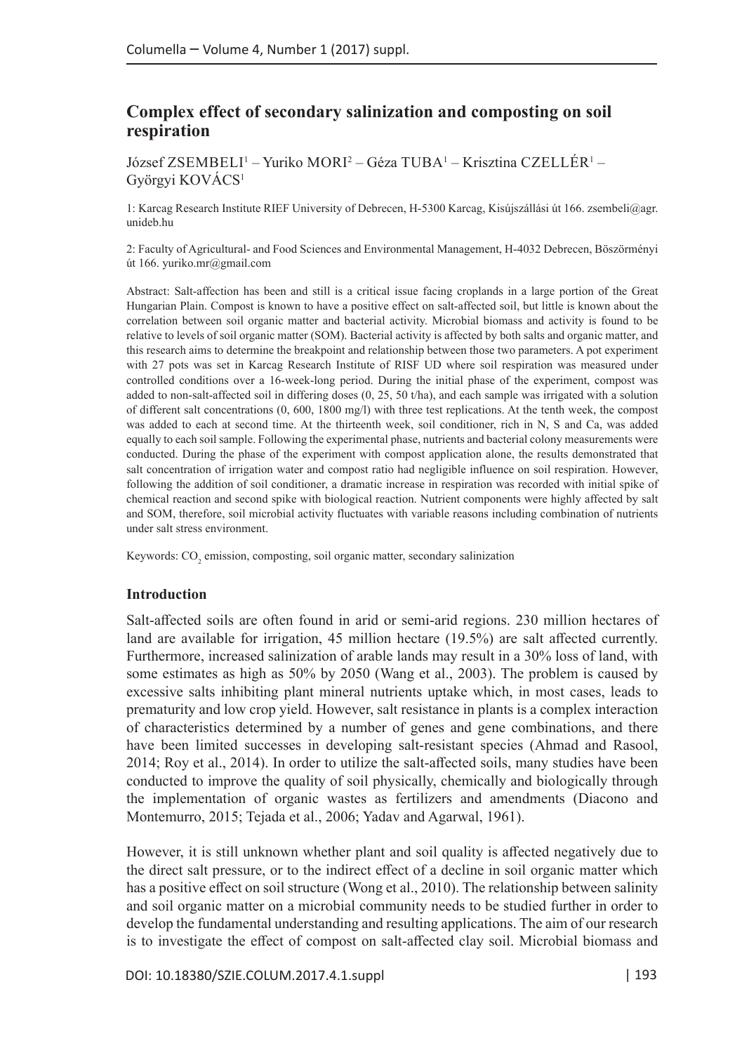# Complex effect of secondary salinization and composting on soil respiration

József ZSEMBELI[1] – Yuriko MORI[2] – Géza TUBA[1] – Krisztina CZELLÉR[1] – Györgyi KOVÁCS[1]

1: Karcag Research Institute RIEF University of Debrecen, H-5300 Karcag, Kisújszállási út 166. zsembeli@agr.unideb.hu

2: Faculty of Agricultural- and Food Sciences and Environmental Management, H-4032 Debrecen, Böszörményi út 166. yuriko.mr@gmail.com

Abstract: Salt-affection has been and still is a critical issue facing croplands in a large portion of the Great Hungarian Plain. Compost is known to have a positive effect on salt-affected soil, but little is known about the correlation between soil organic matter and bacterial activity. Microbial biomass and activity is found to be relative to levels of soil organic matter (SOM). Bacterial activity is affected by both salts and organic matter, and this research aims to determine the breakpoint and relationship between those two parameters. A pot experiment with 27 pots was set in Karcag Research Institute of RISF UD where soil respiration was measured under controlled conditions over a 16-week-long period. During the initial phase of the experiment, compost was added to non-salt-affected soil in differing doses (0, 25, 50 t/ha), and each sample was irrigated with a solution of different salt concentrations (0, 600, 1800 mg/l) with three test replications. At the tenth week, the compost was added to each at second time. At the thirteenth week, soil conditioner, rich in N, S and Ca, was added equally to each soil sample. Following the experimental phase, nutrients and bacterial colony measurements were conducted. During the phase of the experiment with compost application alone, the results demonstrated that salt concentration of irrigation water and compost ratio had negligible influence on soil respiration. However, following the addition of soil conditioner, a dramatic increase in respiration was recorded with initial spike of chemical reaction and second spike with biological reaction. Nutrient components were highly affected by salt and SOM, therefore, soil microbial activity fluctuates with variable reasons including combination of nutrients under salt stress environment.

Keywords: $CO_2$ emission, composting, soil organic matter, secondary salinization

## Introduction

Salt-affected soils are often found in arid or semi-arid regions. 230 million hectares of land are available for irrigation, 45 million hectare (19.5%) are salt affected currently. Furthermore, increased salinization of arable lands may result in a 30% loss of land, with some estimates as high as 50% by 2050 (Wang et al., 2003). The problem is caused by excessive salts inhibiting plant mineral nutrients uptake which, in most cases, leads to prematurity and low crop yield. However, salt resistance in plants is a complex interaction of characteristics determined by a number of genes and gene combinations, and there have been limited successes in developing salt-resistant species (Ahmad and Rasool, 2014; Roy et al., 2014). In order to utilize the salt-affected soils, many studies have been conducted to improve the quality of soil physically, chemically and biologically through the implementation of organic wastes as fertilizers and amendments (Diacono and Montemurro, 2015; Tejada et al., 2006; Yadav and Agarwal, 1961).

However, it is still unknown whether plant and soil quality is affected negatively due to the direct salt pressure, or to the indirect effect of a decline in soil organic matter which has a positive effect on soil structure (Wong et al., 2010). The relationship between salinity and soil organic matter on a microbial community needs to be studied further in order to develop the fundamental understanding and resulting applications. The aim of our research is to investigate the effect of compost on salt-affected clay soil. Microbial biomass and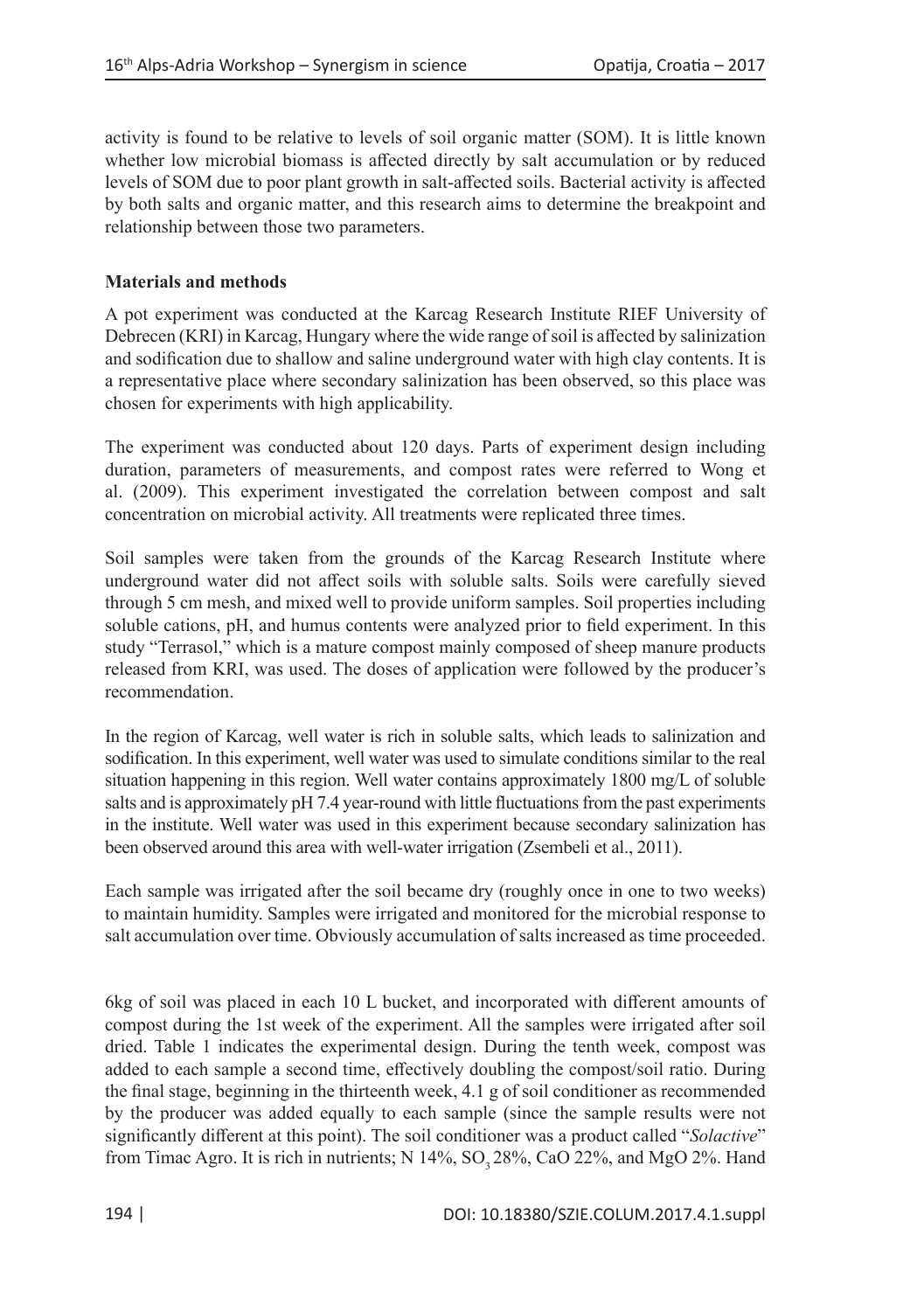activity is found to be relative to levels of soil organic matter (SOM). It is little known whether low microbial biomass is affected directly by salt accumulation or by reduced levels of SOM due to poor plant growth in salt-affected soils. Bacterial activity is affected by both salts and organic matter, and this research aims to determine the breakpoint and relationship between those two parameters.

## Materials and methods

A pot experiment was conducted at the Karcag Research Institute RIEF University of Debrecen (KRI) in Karcag, Hungary where the wide range of soil is affected by salinization and sodification due to shallow and saline underground water with high clay contents. It is a representative place where secondary salinization has been observed, so this place was chosen for experiments with high applicability.

The experiment was conducted about 120 days. Parts of experiment design including duration, parameters of measurements, and compost rates were referred to Wong et al. (2009). This experiment investigated the correlation between compost and salt concentration on microbial activity. All treatments were replicated three times.

Soil samples were taken from the grounds of the Karcag Research Institute where underground water did not affect soils with soluble salts. Soils were carefully sieved through 5 cm mesh, and mixed well to provide uniform samples. Soil properties including soluble cations, pH, and humus contents were analyzed prior to field experiment. In this study "Terrasol," which is a mature compost mainly composed of sheep manure products released from KRI, was used. The doses of application were followed by the producer's recommendation.

In the region of Karcag, well water is rich in soluble salts, which leads to salinization and sodification. In this experiment, well water was used to simulate conditions similar to the real situation happening in this region. Well water contains approximately 1800 mg/L of soluble salts and is approximately pH 7.4 year-round with little fluctuations from the past experiments in the institute. Well water was used in this experiment because secondary salinization has been observed around this area with well-water irrigation (Zsembeli et al., 2011).

Each sample was irrigated after the soil became dry (roughly once in one to two weeks) to maintain humidity. Samples were irrigated and monitored for the microbial response to salt accumulation over time. Obviously accumulation of salts increased as time proceeded.

6kg of soil was placed in each 10 L bucket, and incorporated with different amounts of compost during the 1st week of the experiment. All the samples were irrigated after soil dried. Table 1 indicates the experimental design. During the tenth week, compost was added to each sample a second time, effectively doubling the compost/soil ratio. During the final stage, beginning in the thirteenth week, 4.1 g of soil conditioner as recommended by the producer was added equally to each sample (since the sample results were not significantly different at this point). The soil conditioner was a product called "*Solactive*" from Timac Agro. It is rich in nutrients; N 14%, $SO_3$ 28%, CaO 22%, and MgO 2%. Hand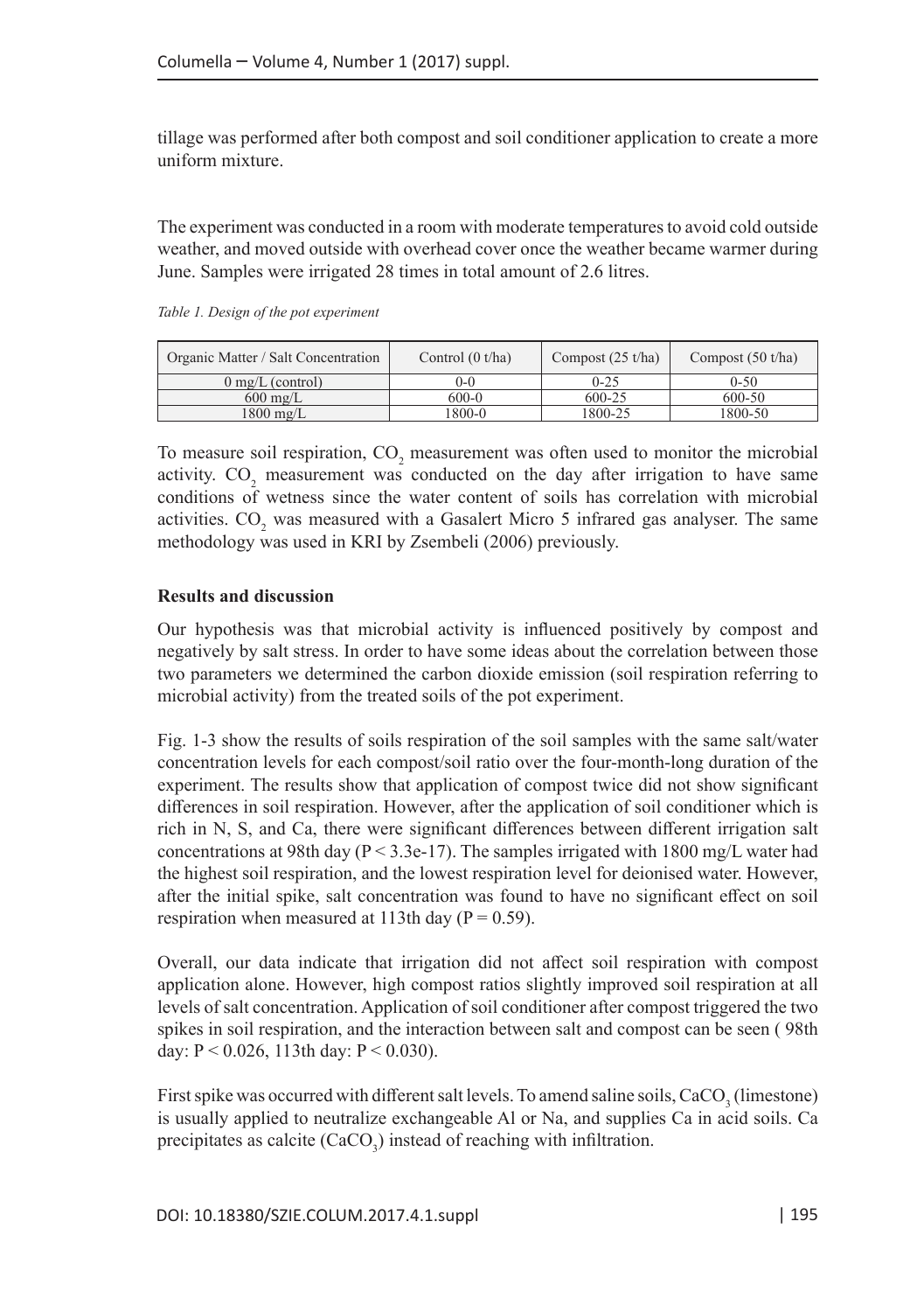tillage was performed after both compost and soil conditioner application to create a more uniform mixture.

The experiment was conducted in a room with moderate temperatures to avoid cold outside weather, and moved outside with overhead cover once the weather became warmer during June. Samples were irrigated 28 times in total amount of 2.6 litres.

*Table 1. Design of the pot experiment*

| Organic Matter / Salt Concentration | Control (0 t/ha) | Compost (25 t/ha) | Compost (50 t/ha) |
|---|---|---|---|
| 0 mg/L (control) | 0-0 | 0-25 | 0-50 |
| 600 mg/L | 600-0 | 600-25 | 600-50 |
| 1800 mg/L | 1800-0 | 1800-25 | 1800-50 |

To measure soil respiration, $CO_2$ measurement was often used to monitor the microbial activity. $CO_2$ measurement was conducted on the day after irrigation to have same conditions of wetness since the water content of soils has correlation with microbial activities. $CO_2$ was measured with a Gasalert Micro 5 infrared gas analyser. The same methodology was used in KRI by Zsembeli (2006) previously.

**Results and discussion**

Our hypothesis was that microbial activity is influenced positively by compost and negatively by salt stress. In order to have some ideas about the correlation between those two parameters we determined the carbon dioxide emission (soil respiration referring to microbial activity) from the treated soils of the pot experiment.

Fig. 1-3 show the results of soils respiration of the soil samples with the same salt/water concentration levels for each compost/soil ratio over the four-month-long duration of the experiment. The results show that application of compost twice did not show significant differences in soil respiration. However, after the application of soil conditioner which is rich in N, S, and Ca, there were significant differences between different irrigation salt concentrations at 98th day ($P < 3.3e\text{-}17$). The samples irrigated with 1800 mg/L water had the highest soil respiration, and the lowest respiration level for deionised water. However, after the initial spike, salt concentration was found to have no significant effect on soil respiration when measured at 113th day ($P = 0.59$).

Overall, our data indicate that irrigation did not affect soil respiration with compost application alone. However, high compost ratios slightly improved soil respiration at all levels of salt concentration. Application of soil conditioner after compost triggered the two spikes in soil respiration, and the interaction between salt and compost can be seen ( 98th day: $P < 0.026$, 113th day: $P < 0.030$).

First spike was occurred with different salt levels. To amend saline soils, $CaCO_3$ (limestone) is usually applied to neutralize exchangeable Al or Na, and supplies Ca in acid soils. Ca precipitates as calcite ($CaCO_3$) instead of reaching with infiltration.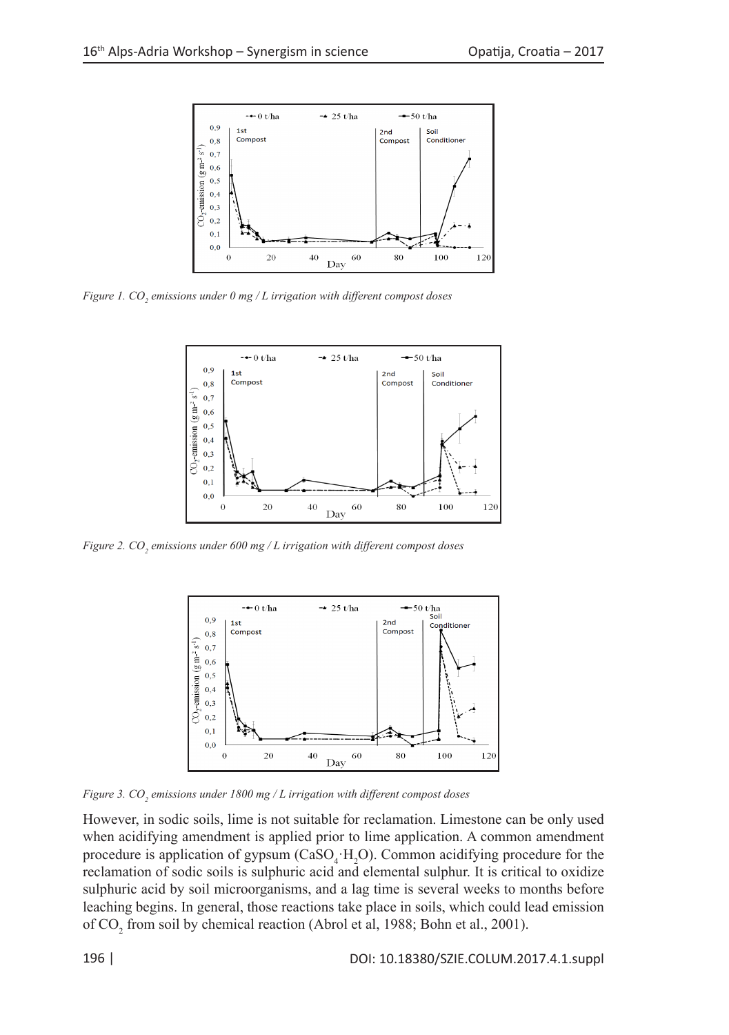*Figure 1. $CO_2$ emissions under 0 mg / L irrigation with different compost doses*

*Figure 2. $CO_2$ emissions under 600 mg / L irrigation with different compost doses*

*Figure 3. $CO_2$ emissions under 1800 mg / L irrigation with different compost doses*

However, in sodic soils, lime is not suitable for reclamation. Limestone can be only used when acidifying amendment is applied prior to lime application. A common amendment procedure is application of gypsum ($CaSO_4 \cdot H_2O$). Common acidifying procedure for the reclamation of sodic soils is sulphuric acid and elemental sulphur. It is critical to oxidize sulphuric acid by soil microorganisms, and a lag time is several weeks to months before leaching begins. In general, those reactions take place in soils, which could lead emission of $CO_2$ from soil by chemical reaction (Abrol et al, 1988; Bohn et al., 2001).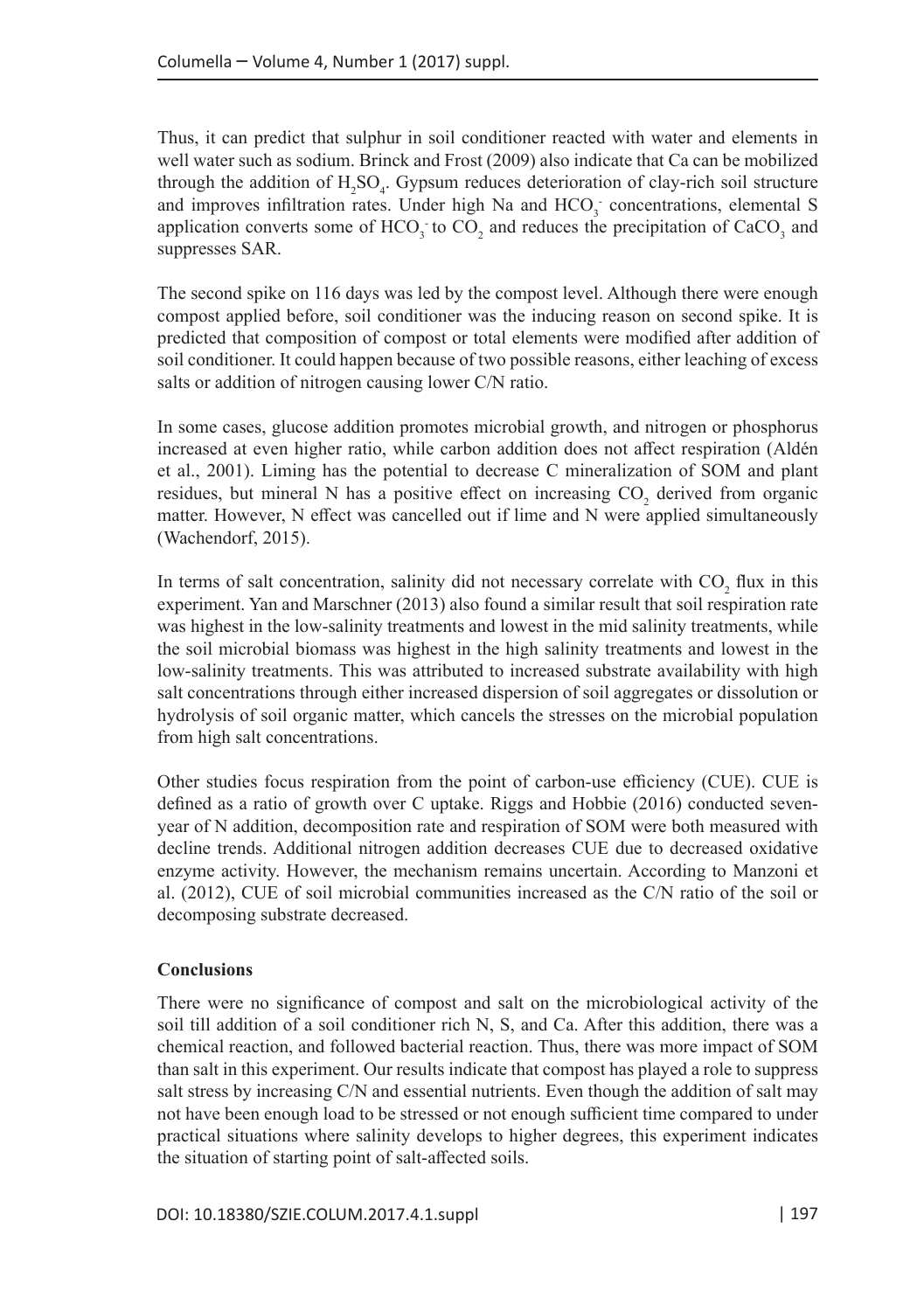Thus, it can predict that sulphur in soil conditioner reacted with water and elements in well water such as sodium. Brinck and Frost (2009) also indicate that Ca can be mobilized through the addition of $H_2SO_4$. Gypsum reduces deterioration of clay-rich soil structure and improves infiltration rates. Under high Na and $HCO_3^-$ concentrations, elemental S application converts some of $HCO_3^-$ to $CO_2$ and reduces the precipitation of $CaCO_3$ and suppresses SAR.

The second spike on 116 days was led by the compost level. Although there were enough compost applied before, soil conditioner was the inducing reason on second spike. It is predicted that composition of compost or total elements were modified after addition of soil conditioner. It could happen because of two possible reasons, either leaching of excess salts or addition of nitrogen causing lower C/N ratio.

In some cases, glucose addition promotes microbial growth, and nitrogen or phosphorus increased at even higher ratio, while carbon addition does not affect respiration (Aldén et al., 2001). Liming has the potential to decrease C mineralization of SOM and plant residues, but mineral N has a positive effect on increasing $CO_2$ derived from organic matter. However, N effect was cancelled out if lime and N were applied simultaneously (Wachendorf, 2015).

In terms of salt concentration, salinity did not necessary correlate with $CO_2$ flux in this experiment. Yan and Marschner (2013) also found a similar result that soil respiration rate was highest in the low-salinity treatments and lowest in the mid salinity treatments, while the soil microbial biomass was highest in the high salinity treatments and lowest in the low-salinity treatments. This was attributed to increased substrate availability with high salt concentrations through either increased dispersion of soil aggregates or dissolution or hydrolysis of soil organic matter, which cancels the stresses on the microbial population from high salt concentrations.

Other studies focus respiration from the point of carbon-use efficiency (CUE). CUE is defined as a ratio of growth over C uptake. Riggs and Hobbie (2016) conducted seven-year of N addition, decomposition rate and respiration of SOM were both measured with decline trends. Additional nitrogen addition decreases CUE due to decreased oxidative enzyme activity. However, the mechanism remains uncertain. According to Manzoni et al. (2012), CUE of soil microbial communities increased as the C/N ratio of the soil or decomposing substrate decreased.

**Conclusions**

There were no significance of compost and salt on the microbiological activity of the soil till addition of a soil conditioner rich N, S, and Ca. After this addition, there was a chemical reaction, and followed bacterial reaction. Thus, there was more impact of SOM than salt in this experiment. Our results indicate that compost has played a role to suppress salt stress by increasing C/N and essential nutrients. Even though the addition of salt may not have been enough load to be stressed or not enough sufficient time compared to under practical situations where salinity develops to higher degrees, this experiment indicates the situation of starting point of salt-affected soils.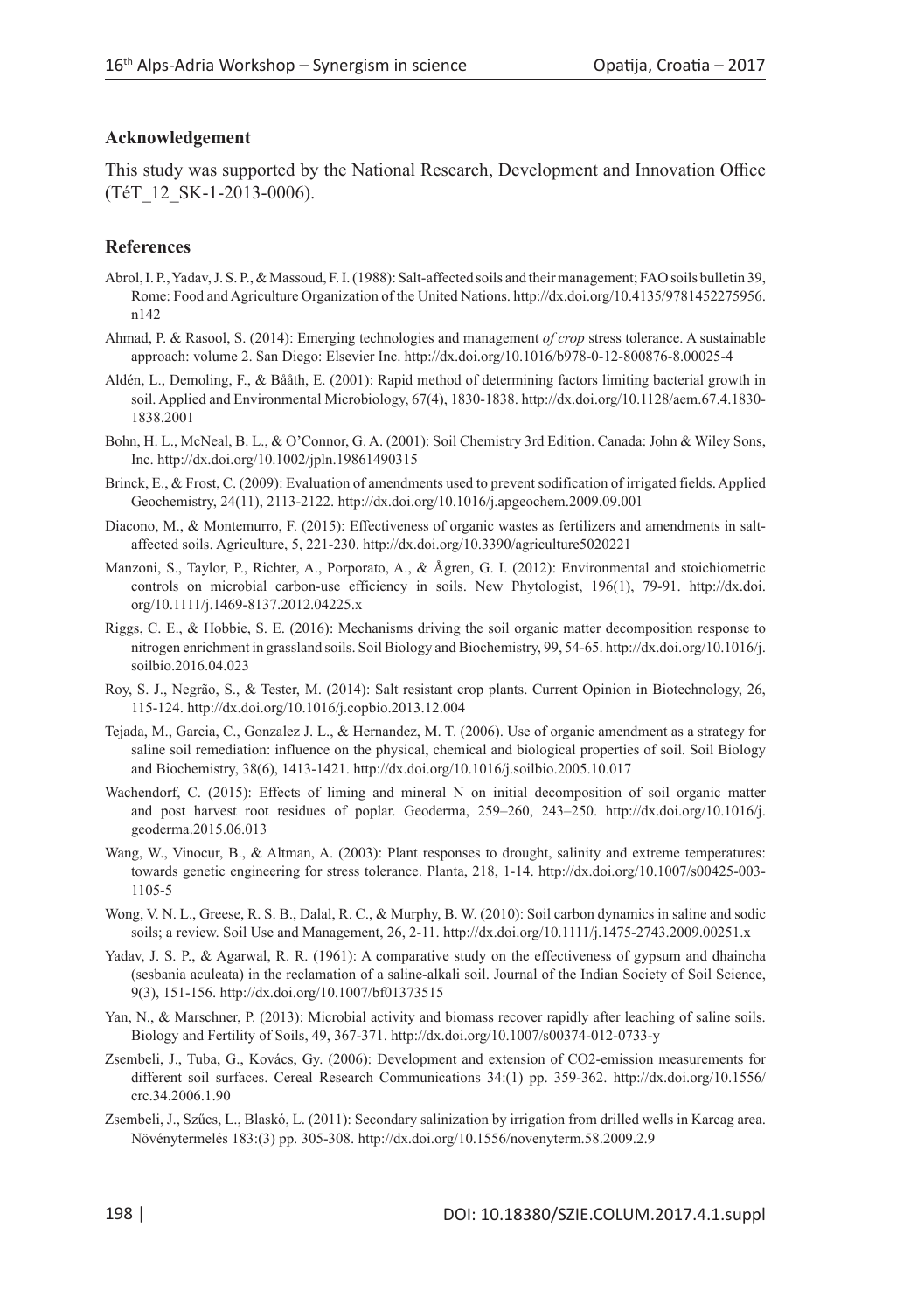### Acknowledgement

This study was supported by the National Research, Development and Innovation Office (TéT_12_SK-1-2013-0006).

### References

Abrol, I. P., Yadav, J. S. P., & Massoud, F. I. (1988): Salt-affected soils and their management; FAO soils bulletin 39, Rome: Food and Agriculture Organization of the United Nations. http://dx.doi.org/10.4135/9781452275956.n142

Ahmad, P. & Rasool, S. (2014): Emerging technologies and management *of crop* stress tolerance. A sustainable approach: volume 2. San Diego: Elsevier Inc. http://dx.doi.org/10.1016/b978-0-12-800876-8.00025-4

Aldén, L., Demoling, F., & Bååth, E. (2001): Rapid method of determining factors limiting bacterial growth in soil. Applied and Environmental Microbiology, 67(4), 1830-1838. http://dx.doi.org/10.1128/aem.67.4.1830-1838.2001

Bohn, H. L., McNeal, B. L., & O'Connor, G. A. (2001): Soil Chemistry 3rd Edition. Canada: John & Wiley Sons, Inc. http://dx.doi.org/10.1002/jpln.19861490315

Brinck, E., & Frost, C. (2009): Evaluation of amendments used to prevent sodification of irrigated fields. Applied Geochemistry, 24(11), 2113-2122. http://dx.doi.org/10.1016/j.apgeochem.2009.09.001

Diacono, M., & Montemurro, F. (2015): Effectiveness of organic wastes as fertilizers and amendments in salt-affected soils. Agriculture, 5, 221-230. http://dx.doi.org/10.3390/agriculture5020221

Manzoni, S., Taylor, P., Richter, A., Porporato, A., & Ågren, G. I. (2012): Environmental and stoichiometric controls on microbial carbon-use efficiency in soils. New Phytologist, 196(1), 79-91. http://dx.doi.org/10.1111/j.1469-8137.2012.04225.x

Riggs, C. E., & Hobbie, S. E. (2016): Mechanisms driving the soil organic matter decomposition response to nitrogen enrichment in grassland soils. Soil Biology and Biochemistry, 99, 54-65. http://dx.doi.org/10.1016/j.soilbio.2016.04.023

Roy, S. J., Negrão, S., & Tester, M. (2014): Salt resistant crop plants. Current Opinion in Biotechnology, 26, 115-124. http://dx.doi.org/10.1016/j.copbio.2013.12.004

Tejada, M., Garcia, C., Gonzalez J. L., & Hernandez, M. T. (2006). Use of organic amendment as a strategy for saline soil remediation: influence on the physical, chemical and biological properties of soil. Soil Biology and Biochemistry, 38(6), 1413-1421. http://dx.doi.org/10.1016/j.soilbio.2005.10.017

Wachendorf, C. (2015): Effects of liming and mineral N on initial decomposition of soil organic matter and post harvest root residues of poplar. Geoderma, 259–260, 243–250. http://dx.doi.org/10.1016/j.geoderma.2015.06.013

Wang, W., Vinocur, B., & Altman, A. (2003): Plant responses to drought, salinity and extreme temperatures: towards genetic engineering for stress tolerance. Planta, 218, 1-14. http://dx.doi.org/10.1007/s00425-003-1105-5

Wong, V. N. L., Greese, R. S. B., Dalal, R. C., & Murphy, B. W. (2010): Soil carbon dynamics in saline and sodic soils; a review. Soil Use and Management, 26, 2-11. http://dx.doi.org/10.1111/j.1475-2743.2009.00251.x

Yadav, J. S. P., & Agarwal, R. R. (1961): A comparative study on the effectiveness of gypsum and dhaincha (sesbania aculeata) in the reclamation of a saline-alkali soil. Journal of the Indian Society of Soil Science, 9(3), 151-156. http://dx.doi.org/10.1007/bf01373515

Yan, N., & Marschner, P. (2013): Microbial activity and biomass recover rapidly after leaching of saline soils. Biology and Fertility of Soils, 49, 367-371. http://dx.doi.org/10.1007/s00374-012-0733-y

Zsembeli, J., Tuba, G., Kovács, Gy. (2006): Development and extension of CO2-emission measurements for different soil surfaces. Cereal Research Communications 34:(1) pp. 359-362. http://dx.doi.org/10.1556/crc.34.2006.1.90

Zsembeli, J., Szűcs, L., Blaskó, L. (2011): Secondary salinization by irrigation from drilled wells in Karcag area. Növénytermelés 183:(3) pp. 305-308. http://dx.doi.org/10.1556/novenyterm.58.2009.2.9